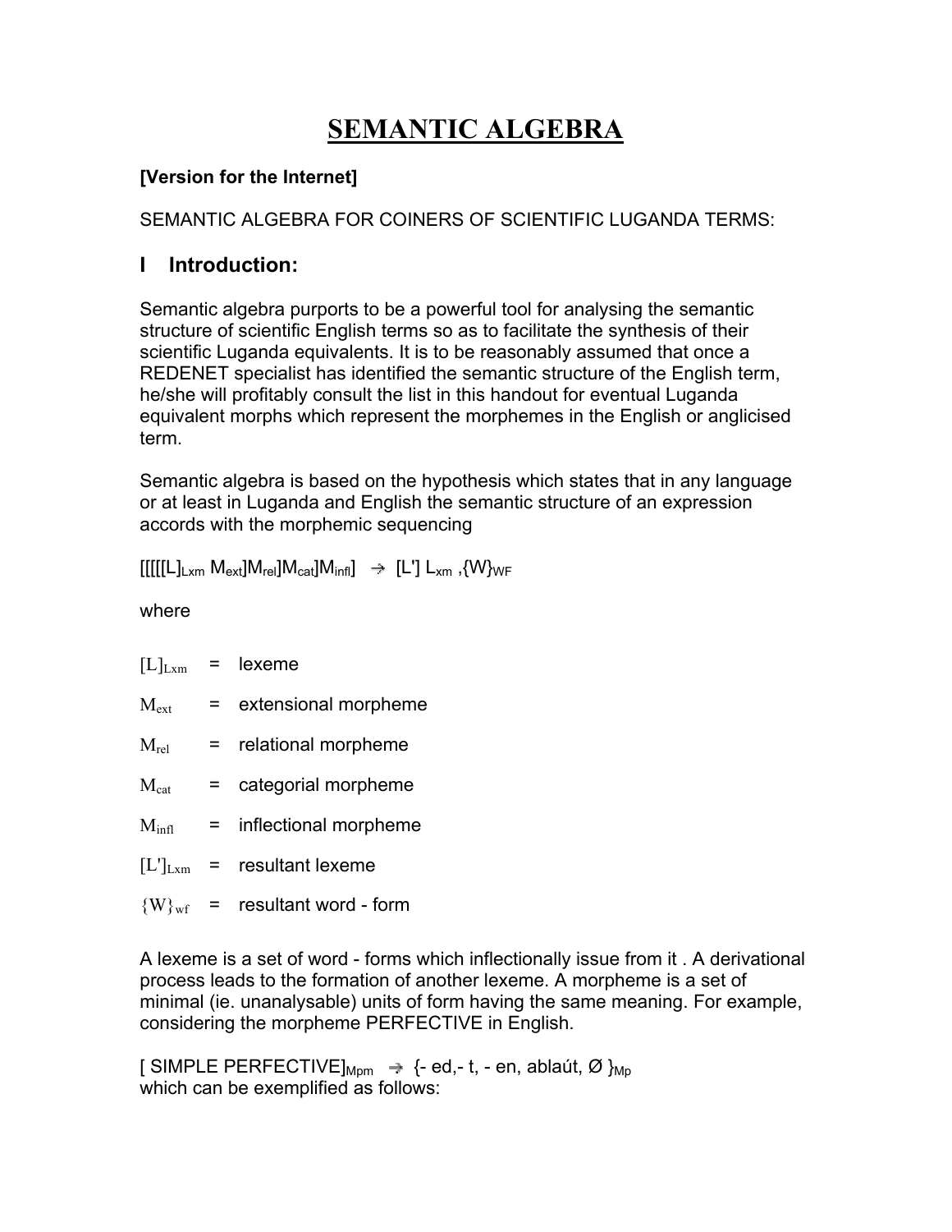# SEMANTIC ALGEBRA

**[Version for the Internet]**

SEMANTIC ALGEBRA FOR COINERS OF SCIENTIFIC LUGANDA TERMS:

## I Introduction:

Semantic algebra purports to be a powerful tool for analysing the semantic structure of scientific English terms so as to facilitate the synthesis of their scientific Luganda equivalents. It is to be reasonably assumed that once a REDENET specialist has identified the semantic structure of the English term, he/she will profitably consult the list in this handout for eventual Luganda equivalent morphs which represent the morphemes in the English or anglicised term.

Semantic algebra is based on the hypothesis which states that in any language or at least in Luganda and English the semantic structure of an expression accords with the morphemic sequencing

$[[[[[L]_{Lxm}\ M_{ext}]M_{rel}]M_{cat}]M_{infl}] \rightarrow [L']\ L_{xm}\ ,\{W\}_{WF}$

where

$[L]_{Lxm}$ = lexeme

$M_{ext}$ = extensional morpheme

$M_{rel}$ = relational morpheme

$M_{cat}$ = categorial morpheme

$M_{infl}$ = inflectional morpheme

$[L']_{Lxm}$ = resultant lexeme

$\{W\}_{wf}$ = resultant word - form

A lexeme is a set of word - forms which inflectionally issue from it . A derivational process leads to the formation of another lexeme. A morpheme is a set of minimal (ie. unanalysable) units of form having the same meaning. For example, considering the morpheme PERFECTIVE in English.

$[\text{ SIMPLE PERFECTIVE}]_{Mpm} \rightarrow \{\text{- ed,- t, - en, ablaút, Ø }\}_{Mp}$
which can be exemplified as follows: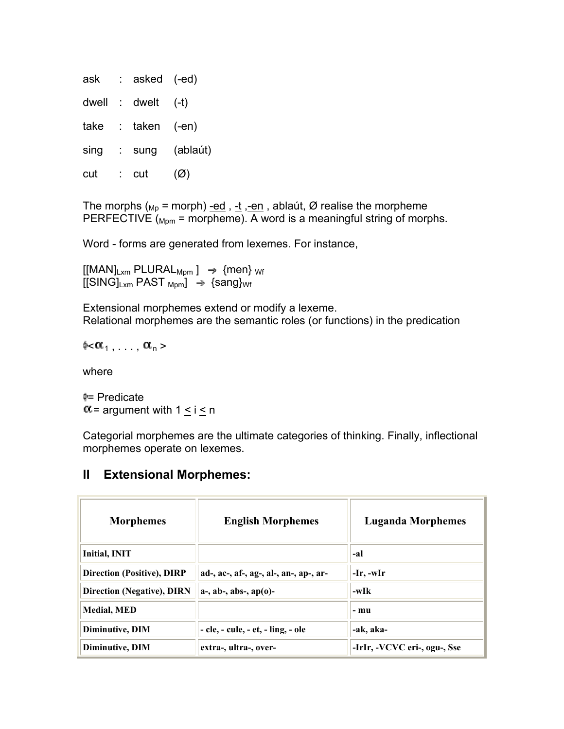ask : asked (-ed)

dwell : dwelt (-t)

take : taken (-en)

sing : sung (ablaút)

cut : cut (Ø)

The morphs ($_{Mp}$ = morph) -ed , -t ,-en , ablaút, Ø realise the morpheme PERFECTIVE ($_{Mpm}$ = morpheme). A word is a meaningful string of morphs.

Word - forms are generated from lexemes. For instance,

$[[\text{MAN}]_{Lxm}\ \text{PLURAL}_{Mpm}\ ] \rightarrow \{\text{men}\}_{Wf}$
$[[\text{SING}]_{Lxm}\ \text{PAST}_{Mpm}] \rightarrow \{\text{sang}\}_{Wf}$

Extensional morphemes extend or modify a lexeme.
Relational morphemes are the semantic roles (or functions) in the predication

$\phi<\alpha_1 , . . . , \alpha_n >$

where

$\phi$= Predicate
$\alpha$= argument with $1 \leq i \leq n$

Categorial morphemes are the ultimate categories of thinking. Finally, inflectional morphemes operate on lexemes.

## II Extensional Morphemes:

| Morphemes | English Morphemes | Luganda Morphemes |
|---|---|---|
| Initial, INIT | | -al |
| Direction (Positive), DIRP | ad-, ac-, af-, ag-, al-, an-, ap-, ar- | -Ir, -wIr |
| Direction (Negative), DIRN | a-, ab-, abs-, ap(o)- | -wIk |
| Medial, MED | | - mu |
| Diminutive, DIM | - cle, - cule, - et, - ling, - ole | -ak, aka- |
| Diminutive, DIM | extra-, ultra-, over- | -IrIr, -VCVC eri-, ogu-, Sse |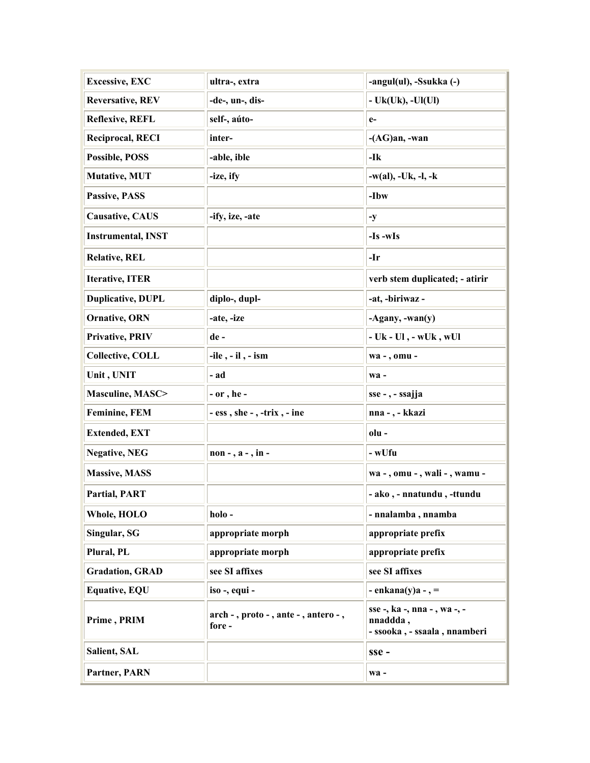| Excessive, EXC | ultra-, extra | -angul(ul), -Ssukka (-) |
|---|---|---|
| Reversative, REV | -de-, un-, dis- | - Uk(Uk), -Ul(Ul) |
| Reflexive, REFL | self-, aúto- | e- |
| Reciprocal, RECI | inter- | -(AG)an, -wan |
| Possible, POSS | -able, ible | -Ik |
| Mutative, MUT | -ize, ify | -w(al), -Uk, -l, -k |
| Passive, PASS | | -Ibw |
| Causative, CAUS | -ify, ize, -ate | -y |
| Instrumental, INST | | -Is -wIs |
| Relative, REL | | -Ir |
| Iterative, ITER | | verb stem duplicated; - atirir |
| Duplicative, DUPL | diplo-, dupl- | -at, -biriwaz - |
| Ornative, ORN | -ate, -ize | -Agany, -wan(y) |
| Privative, PRIV | de - | - Uk - Ul , - wUk , wUl |
| Collective, COLL | -ile , - il , - ism | wa - , omu - |
| Unit , UNIT | - ad | wa - |
| Masculine, MASC> | - or , he - | sse - , - ssajja |
| Feminine, FEM | - ess , she - , -trix , - ine | nna - , - kkazi |
| Extended, EXT | | olu - |
| Negative, NEG | non - , a - , in - | - wUfu |
| Massive, MASS | | wa - , omu - , wali - , wamu - |
| Partial, PART | | - ako , - nnatundu , -ttundu |
| Whole, HOLO | holo - | - nnalamba , nnamba |
| Singular, SG | appropriate morph | appropriate prefix |
| Plural, PL | appropriate morph | appropriate prefix |
| Gradation, GRAD | see SI affixes | see SI affixes |
| Equative, EQU | iso -, equi - | - enkana(y)a - , = |
| Prime , PRIM | arch - , proto - , ante - , antero - , fore - | sse -, ka -, nna - , wa -, - nnaddda , - ssooka , - ssaala , nnamberi |
| Salient, SAL | | sse - |
| Partner, PARN | | wa - |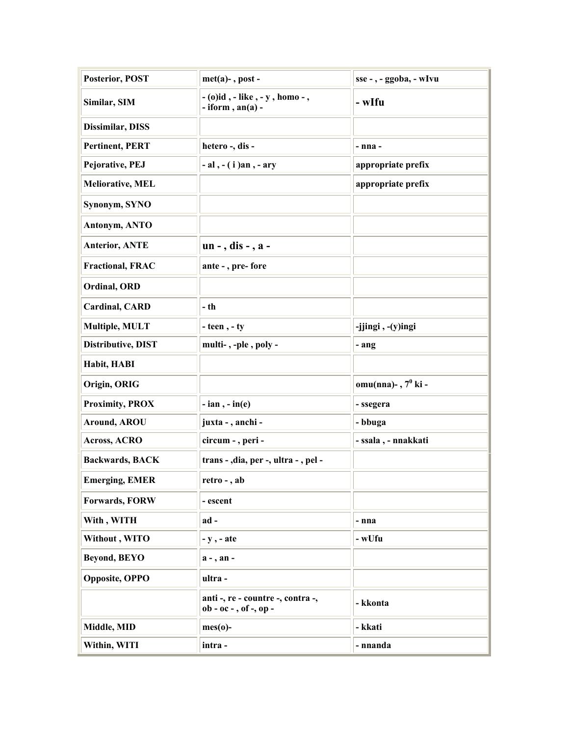| Posterior, POST | met(a)- , post - | sse - , - ggoba, - wIvu |
|---|---|---|
| Similar, SIM | - (o)id , - like , - y , homo - , - iform , an(a) - | - wIfu |
| Dissimilar, DISS | | |
| Pertinent, PERT | hetero -, dis - | - nna - |
| Pejorative, PEJ | - al , - ( i )an , - ary | appropriate prefix |
| Meliorative, MEL | | appropriate prefix |
| Synonym, SYNO | | |
| Antonym, ANTO | | |
| Anterior, ANTE | un - , dis - , a - | |
| Fractional, FRAC | ante - , pre- fore | |
| Ordinal, ORD | | |
| Cardinal, CARD | - th | |
| Multiple, MULT | - teen , - ty | -jjingi , -(y)ingi |
| Distributive, DIST | multi- , -ple , poly - | - ang |
| Habit, HABI | | |
| Origin, ORIG | | omu(nna)- , $7^0$ ki - |
| Proximity, PROX | - ian , - in(e) | - ssegera |
| Around, AROU | juxta - , anchi - | - bbuga |
| Across, ACRO | circum - , peri - | - ssala , - nnakkati |
| Backwards, BACK | trans - ,dia, per -, ultra - , pel - | |
| Emerging, EMER | retro - , ab | |
| Forwards, FORW | - escent | |
| With , WITH | ad - | - nna |
| Without , WITO | - y , - ate | - wUfu |
| Beyond, BEYO | a - , an - | |
| Opposite, OPPO | ultra - | |
| | anti -, re - countre -, contra -, ob - oc - , of -, op - | - kkonta |
| Middle, MID | mes(o)- | - kkati |
| Within, WITI | intra - | - nnanda |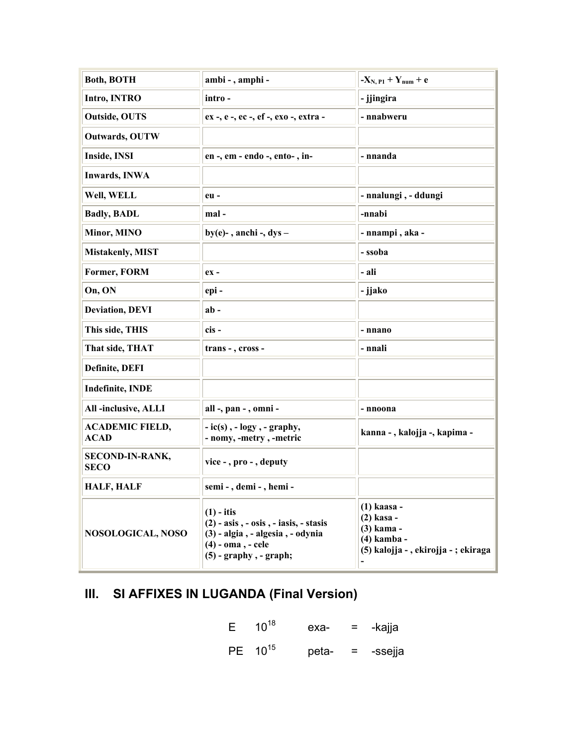| Both, BOTH | ambi - , amphi - | $-X_{N, P1} + Y_{num} + e$ |
|---|---|---|
| Intro, INTRO | intro - | - jjingira |
| Outside, OUTS | ex -, e -, ec -, ef -, exo -, extra - | - nnabweru |
| Outwards, OUTW | | |
| Inside, INSI | en -, em - endo -, ento- , in- | - nnanda |
| Inwards, INWA | | |
| Well, WELL | eu - | - nnalungi , - ddungi |
| Badly, BADL | mal - | -nnabi |
| Minor, MINO | by(e)- , anchi -, dys – | - nnampi , aka - |
| Mistakenly, MIST | | - ssoba |
| Former, FORM | ex - | - ali |
| On, ON | epi - | - jjako |
| Deviation, DEVI | ab - | |
| This side, THIS | cis - | - nnano |
| That side, THAT | trans - , cross - | - nnali |
| Definite, DEFI | | |
| Indefinite, INDE | | |
| All -inclusive, ALLI | all -, pan - , omni - | - nnoona |
| ACADEMIC FIELD, ACAD | - ic(s) , - logy , - graphy, - nomy, -metry , -metric | kanna - , kalojja -, kapima - |
| SECOND-IN-RANK, SECO | vice - , pro - , deputy | |
| HALF, HALF | semi - , demi - , hemi - | |
| NOSOLOGICAL, NOSO | (1) - itis (2) - asis , - osis , - iasis, - stasis (3) - algia , - algesia , - odynia (4) - oma , - cele (5) - graphy , - graph; | (1) kaasa - (2) kasa - (3) kama - (4) kamba - (5) kalojja - , ekirojja - ; ekiraga - |

## III. SI AFFIXES IN LUGANDA (Final Version)

E $10^{18}$ exa- = -kajja

PE $10^{15}$ peta- = -ssejja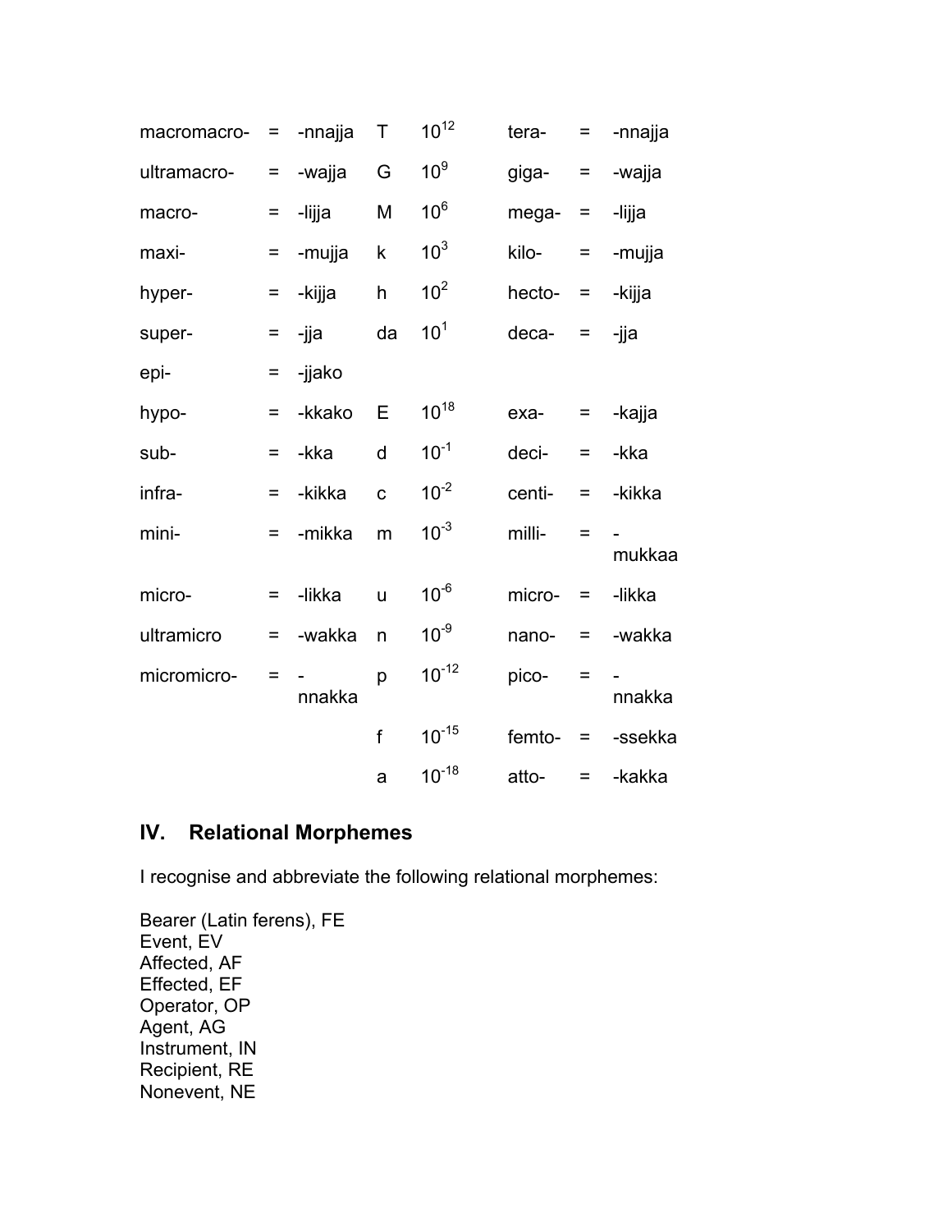| | | | | | | | |
|---|---|---|---|---|---|---|---|
| macromacro- | = | -nnajja | T | $10^{12}$ | tera- | = | -nnajja |
| ultramacro- | = | -wajja | G | $10^{9}$ | giga- | = | -wajja |
| macro- | = | -lijja | M | $10^{6}$ | mega- | = | -lijja |
| maxi- | = | -mujja | k | $10^{3}$ | kilo- | = | -mujja |
| hyper- | = | -kijja | h | $10^{2}$ | hecto- | = | -kijja |
| super- | = | -jja | da | $10^{1}$ | deca- | = | -jja |
| epi- | = | -jjako | | | | | |
| hypo- | = | -kkako | E | $10^{18}$ | exa- | = | -kajja |
| sub- | = | -kka | d | $10^{-1}$ | deci- | = | -kka |
| infra- | = | -kikka | c | $10^{-2}$ | centi- | = | -kikka |
| mini- | = | -mikka | m | $10^{-3}$ | milli- | = | -mukkaa |
| micro- | = | -likka | u | $10^{-6}$ | micro- | = | -likka |
| ultramicro | = | -wakka | n | $10^{-9}$ | nano- | = | -wakka |
| micromicro- | = | -nnakka | p | $10^{-12}$ | pico- | = | -nnakka |
| | | | f | $10^{-15}$ | femto- | = | -ssekka |
| | | | a | $10^{-18}$ | atto- | = | -kakka |

## IV. Relational Morphemes

I recognise and abbreviate the following relational morphemes:

Bearer (Latin ferens), FE  
Event, EV  
Affected, AF  
Effected, EF  
Operator, OP  
Agent, AG  
Instrument, IN  
Recipient, RE  
Nonevent, NE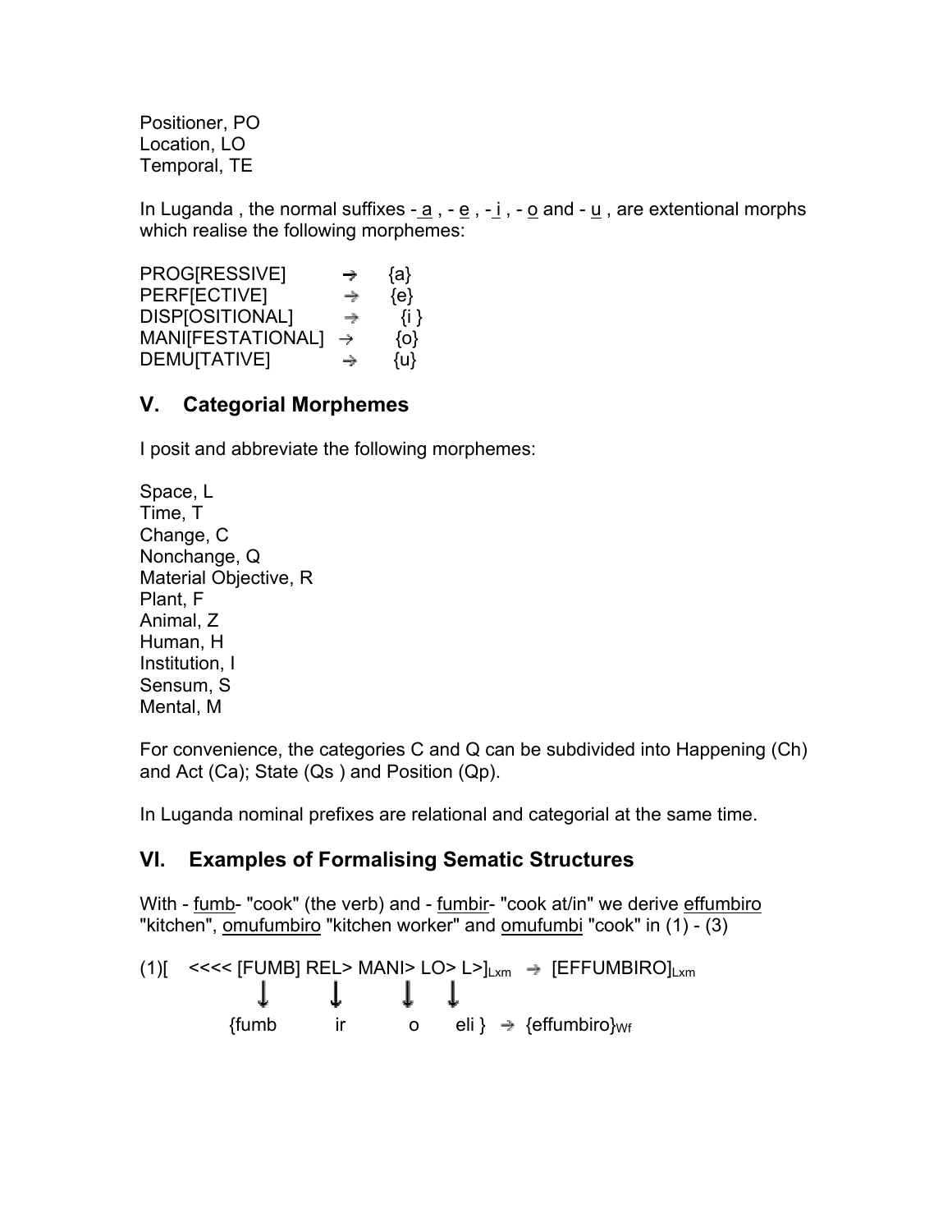Positioner, PO
Location, LO
Temporal, TE

In Luganda , the normal suffixes - a , - e , - i , - o and - u , are extentional morphs which realise the following morphemes:

| | | |
|---|---|---|
| PROG[RESSIVE] | → | {a} |
| PERF[ECTIVE] | → | {e} |
| DISP[OSITIONAL] | → | {i } |
| MANI[FESTATIONAL] | → | {o} |
| DEMU[TATIVE] | → | {u} |

## V. Categorial Morphemes

I posit and abbreviate the following morphemes:

Space, L
Time, T
Change, C
Nonchange, Q
Material Objective, R
Plant, F
Animal, Z
Human, H
Institution, I
Sensum, S
Mental, M

For convenience, the categories C and Q can be subdivided into Happening (Ch) and Act (Ca); State (Qs ) and Position (Qp).

In Luganda nominal prefixes are relational and categorial at the same time.

## VI. Examples of Formalising Sematic Structures

With - fumb- "cook" (the verb) and - fumbir- "cook at/in" we derive effumbiro "kitchen", omufumbiro "kitchen worker" and omufumbi "cook" in (1) - (3)

(1)[ <<<< [FUMB] REL> MANI> LO> L>]$_{Lxm}$ → [EFFUMBIRO]$_{Lxm}$

↓ ↓ ↓ ↓

{fumb ir o eli } → {effumbiro}$_{Wf}$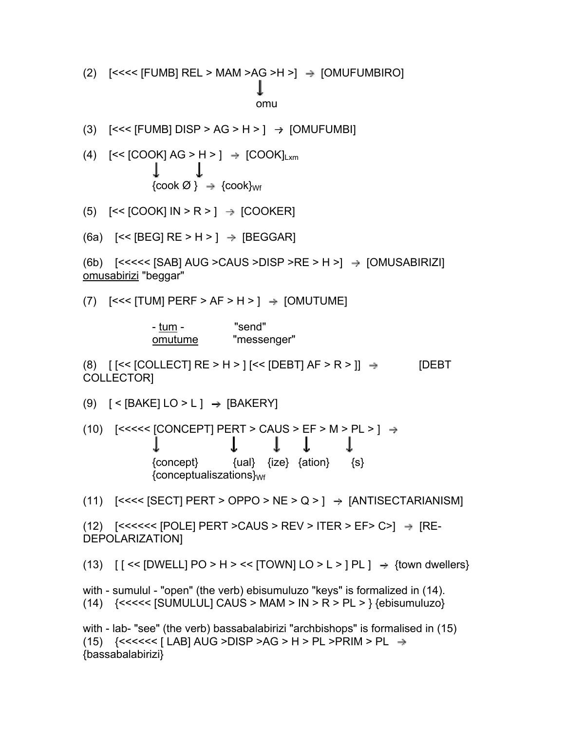(2) [<<<< [FUMB] REL > MAM >AG >H >] → [OMUFUMBIRO]

↓

omu

(3) [<<< [FUMB] DISP > AG > H > ] → [OMUFUMBI]

(4) [<< [COOK] AG > H > ] → $[COOK]_{Lxm}$

↓ ↓

{cook Ø } → $\{cook\}_{Wf}$

(5) [<< [COOK] IN > R > ] → [COOKER]

(6a) [<< [BEG] RE > H > ] → [BEGGAR]

(6b) [<<<<< [SAB] AUG >CAUS >DISP >RE > H >] → [OMUSABIRIZI]
omusabirizi "beggar"

(7) [<<< [TUM] PERF > AF > H > ] → [OMUTUME]

- tum - "send"
omutume "messenger"

(8) [ [<< [COLLECT] RE > H > ] [<< [DEBT] AF > R > ]] → [DEBT COLLECTOR]

(9) [ < [BAKE] LO > L ] → [BAKERY]

(10) [<<<<< [CONCEPT] PERT > CAUS > EF > M > PL > ] →

↓ ↓ ↓ ↓ ↓

{concept} {ual} {ize} {ation} {s}
$\{conceptualiszations\}_{Wf}$

(11) [<<<< [SECT] PERT > OPPO > NE > Q > ] → [ANTISECTARIANISM]

(12) [<<<<<< [POLE] PERT >CAUS > REV > ITER > EF> C>] → [RE-DEPOLARIZATION]

(13) [ [ << [DWELL] PO > H > << [TOWN] LO > L > ] PL ] → {town dwellers}

with - sumulul - "open" (the verb) ebisumuluzo "keys" is formalized in (14).
(14) {<<<<< [SUMULUL] CAUS > MAM > IN > R > PL > } {ebisumuluzo}

with - lab- "see" (the verb) bassabalabirizi "archbishops" is formalised in (15)
(15) {<<<<<< [ LAB] AUG >DISP >AG > H > PL >PRIM > PL → {bassabalabirizi}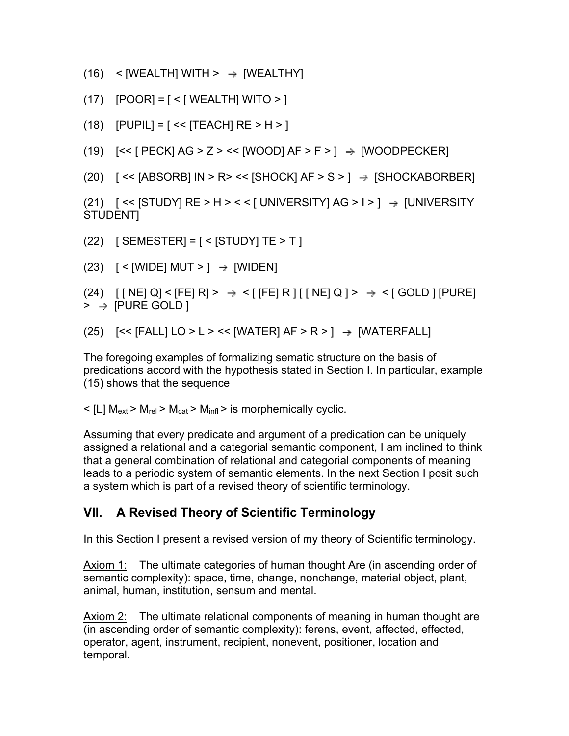(16) < [WEALTH] WITH > → [WEALTHY]

(17) [POOR] = [ < [ WEALTH] WITO > ]

(18) [PUPIL] = [ << [TEACH] RE > H > ]

(19) [<< [ PECK] AG > Z > << [WOOD] AF > F > ] → [WOODPECKER]

(20) [ << [ABSORB] IN > R> << [SHOCK] AF > S > ] → [SHOCKABORBER]

(21) [ << [STUDY] RE > H > < < [ UNIVERSITY] AG > I > ] → [UNIVERSITY STUDENT]

(22) [ SEMESTER] = [ < [STUDY] TE > T ]

(23) [ < [WIDE] MUT > ] → [WIDEN]

(24) [ [ NE] Q] < [FE] R] > → < [ [FE] R ] [ [ NE] Q ] > → < [ GOLD ] [PURE] > → [PURE GOLD ]

(25) [<< [FALL] LO > L > << [WATER] AF > R > ] → [WATERFALL]

The foregoing examples of formalizing sematic structure on the basis of predications accord with the hypothesis stated in Section I. In particular, example (15) shows that the sequence

< [L] $M_{ext}$ > $M_{rel}$ > $M_{cat}$ > $M_{infl}$ > is morphemically cyclic.

Assuming that every predicate and argument of a predication can be uniquely assigned a relational and a categorial semantic component, I am inclined to think that a general combination of relational and categorial components of meaning leads to a periodic system of semantic elements. In the next Section I posit such a system which is part of a revised theory of scientific terminology.

## VII. A Revised Theory of Scientific Terminology

In this Section I present a revised version of my theory of Scientific terminology.

<u>Axiom 1:</u> The ultimate categories of human thought Are (in ascending order of semantic complexity): space, time, change, nonchange, material object, plant, animal, human, institution, sensum and mental.

<u>Axiom 2:</u> The ultimate relational components of meaning in human thought are (in ascending order of semantic complexity): ferens, event, affected, effected, operator, agent, instrument, recipient, nonevent, positioner, location and temporal.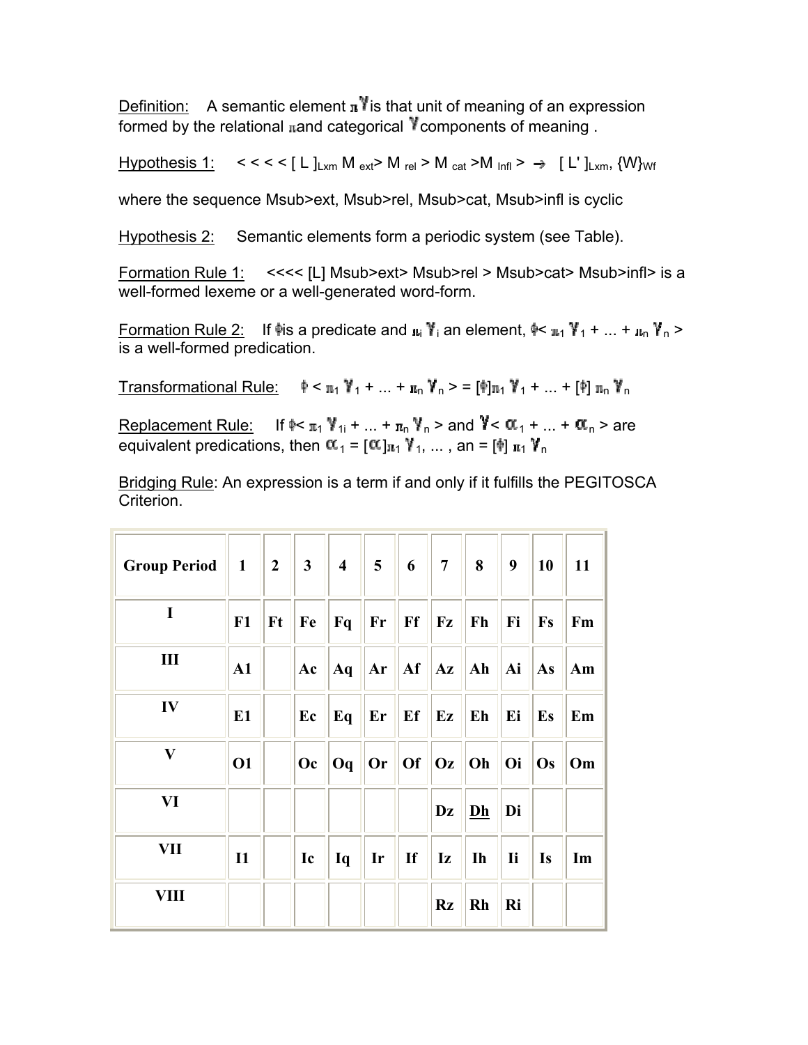Definition: A semantic element $\pi\gamma$ is that unit of meaning of an expression formed by the relational $\pi$ and categorical $\gamma$ components of meaning .

Hypothesis 1: $< < < < [ L ]_{Lxm}\ M_{ext} > M_{rel} > M_{cat} > M_{Infl} > \rightarrow [ L' ]_{Lxm}, \{W\}_{Wf}$

where the sequence Msub>ext, Msub>rel, Msub>cat, Msub>infl is cyclic

Hypothesis 2: Semantic elements form a periodic system (see Table).

Formation Rule 1: <<<< [L] Msub>ext> Msub>rel > Msub>cat> Msub>infl> is a well-formed lexeme or a well-generated word-form.

Formation Rule 2: If $\phi$ is a predicate and $\pi_i\gamma_i$ an element, $\phi< \pi_1\gamma_1 + ... + \pi_n\gamma_n >$ is a well-formed predication.

Transformational Rule: $\phi < \pi_1\gamma_1 + ... + \pi_n\gamma_n > = [\phi]\pi_1\gamma_1 + ... + [\phi]\ \pi_n\gamma_n$

Replacement Rule: If $\phi< \pi_1\gamma_{1i} + ... + \pi_n\gamma_n >$ and $\gamma< \alpha_1 + ... + \alpha_n >$ are equivalent predications, then $\alpha_1 = [\alpha]\pi_1\gamma_1, ... , an = [\phi]\ \pi_1\gamma_n$

Bridging Rule: An expression is a term if and only if it fulfills the PEGITOSCA Criterion.

| Group Period | 1 | 2 | 3 | 4 | 5 | 6 | 7 | 8 | 9 | 10 | 11 |
|---|---|---|---|---|---|---|---|---|---|---|---|
| I | F1 | Ft | Fe | Fq | Fr | Ff | Fz | Fh | Fi | Fs | Fm |
| III | A1 | | Ac | Aq | Ar | Af | Az | Ah | Ai | As | Am |
| IV | E1 | | Ec | Eq | Er | Ef | Ez | Eh | Ei | Es | Em |
| V | O1 | | Oc | Oq | Or | Of | Oz | Oh | Oi | Os | Om |
| VI | | | | | | | Dz | Dh | Di | | |
| VII | I1 | | Ic | Iq | Ir | If | Iz | Ih | Ii | Is | Im |
| VIII | | | | | | | Rz | Rh | Ri | | |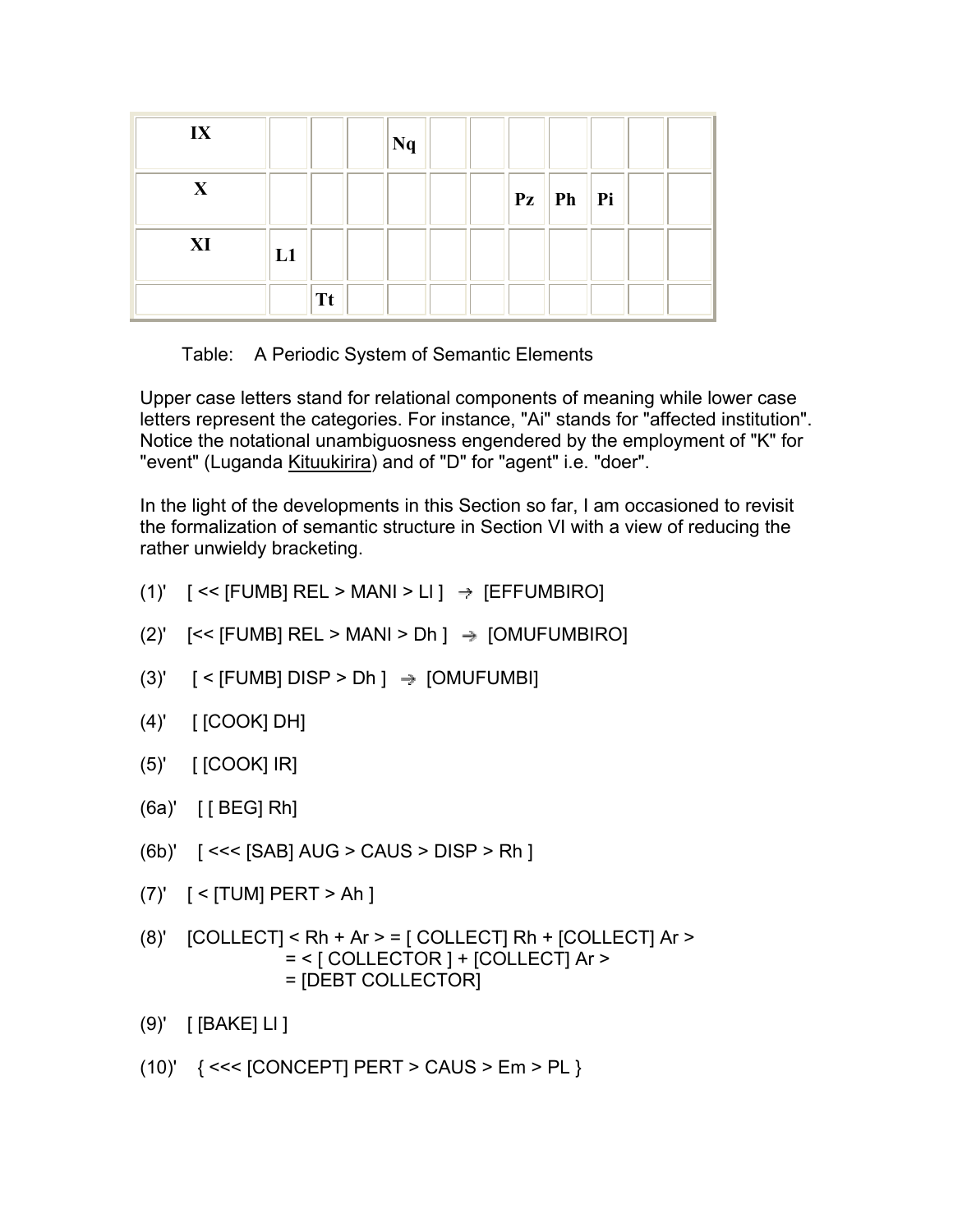| IX | | | | Nq | | | | | | | |
|---|---|---|---|---|---|---|---|---|---|---|---|
| X | | | | | | | Pz | Ph | Pi | | |
| XI | L1 | | | | | | | | | | |
| | | Tt | | | | | | | | | |

Table: A Periodic System of Semantic Elements

Upper case letters stand for relational components of meaning while lower case letters represent the categories. For instance, "Ai" stands for "affected institution". Notice the notational unambiguosness engendered by the employment of "K" for "event" (Luganda Kituukirira) and of "D" for "agent" i.e. "doer".

In the light of the developments in this Section so far, I am occasioned to revisit the formalization of semantic structure in Section VI with a view of reducing the rather unwieldy bracketing.

(1)' [ << [FUMB] REL > MANI > Ll ] → [EFFUMBIRO]

(2)' [<< [FUMB] REL > MANI > Dh ] → [OMUFUMBIRO]

(3)' [ < [FUMB] DISP > Dh ] → [OMUFUMBI]

(4)' [ [COOK] DH]

(5)' [ [COOK] IR]

(6a)' [ [ BEG] Rh]

(6b)' [ <<< [SAB] AUG > CAUS > DISP > Rh ]

(7)' [ < [TUM] PERT > Ah ]

(8)' [COLLECT] < Rh + Ar > = [ COLLECT] Rh + [COLLECT] Ar >
= < [ COLLECTOR ] + [COLLECT] Ar >
= [DEBT COLLECTOR]

(9)' [ [BAKE] Ll ]

(10)' { <<< [CONCEPT] PERT > CAUS > Em > PL }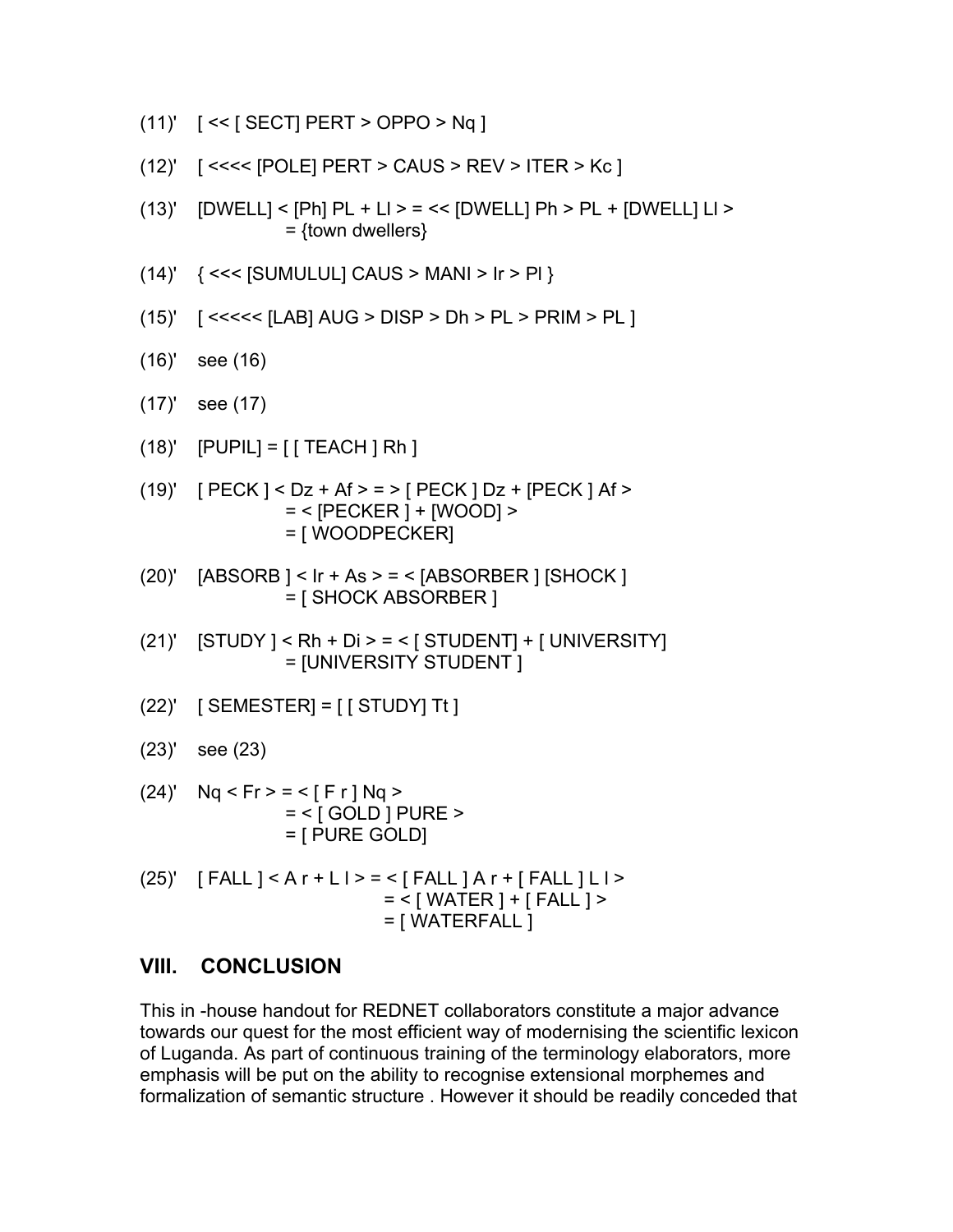(11)' [ << [ SECT] PERT > OPPO > Nq ]

(12)' [ <<<< [POLE] PERT > CAUS > REV > ITER > Kc ]

(13)' [DWELL] < [Ph] PL + Ll > = << [DWELL] Ph > PL + [DWELL] Ll >
= {town dwellers}

(14)' { <<< [SUMULUL] CAUS > MANI > Ir > Pl }

(15)' [ <<<<< [LAB] AUG > DISP > Dh > PL > PRIM > PL ]

(16)' see (16)

(17)' see (17)

(18)' [PUPIL] = [ [ TEACH ] Rh ]

(19)' [ PECK ] < Dz + Af > = > [ PECK ] Dz + [PECK ] Af >
= < [PECKER ] + [WOOD] >
= [ WOODPECKER]

(20)' [ABSORB ] < Ir + As > = < [ABSORBER ] [SHOCK ]
= [ SHOCK ABSORBER ]

(21)' [STUDY ] < Rh + Di > = < [ STUDENT] + [ UNIVERSITY]
= [UNIVERSITY STUDENT ]

(22)' [ SEMESTER] = [ [ STUDY] Tt ]

(23)' see (23)

(24)' Nq < Fr > = < [ F r ] Nq >
= < [ GOLD ] PURE >
= [ PURE GOLD]

(25)' [ FALL ] < A r + L l > = < [ FALL ] A r + [ FALL ] L l >
= < [ WATER ] + [ FALL ] >
= [ WATERFALL ]

## VIII. CONCLUSION

This in -house handout for REDNET collaborators constitute a major advance towards our quest for the most efficient way of modernising the scientific lexicon of Luganda. As part of continuous training of the terminology elaborators, more emphasis will be put on the ability to recognise extensional morphemes and formalization of semantic structure . However it should be readily conceded that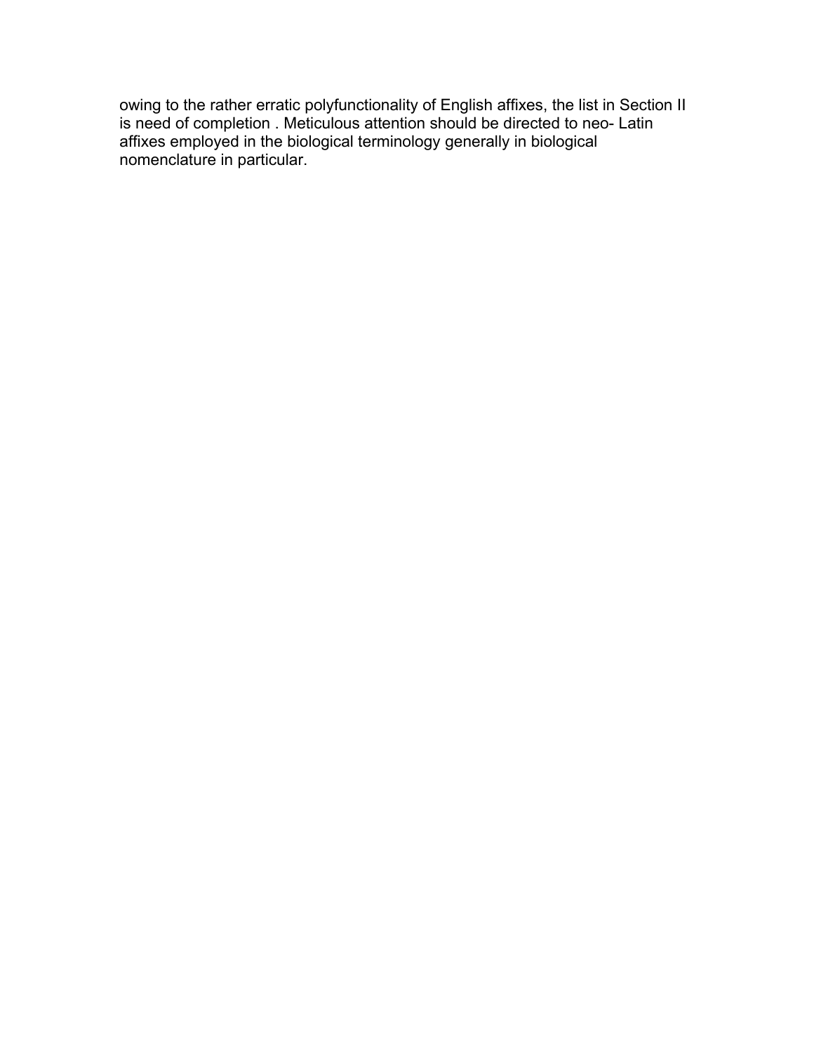owing to the rather erratic polyfunctionality of English affixes, the list in Section II is need of completion . Meticulous attention should be directed to neo- Latin affixes employed in the biological terminology generally in biological nomenclature in particular.